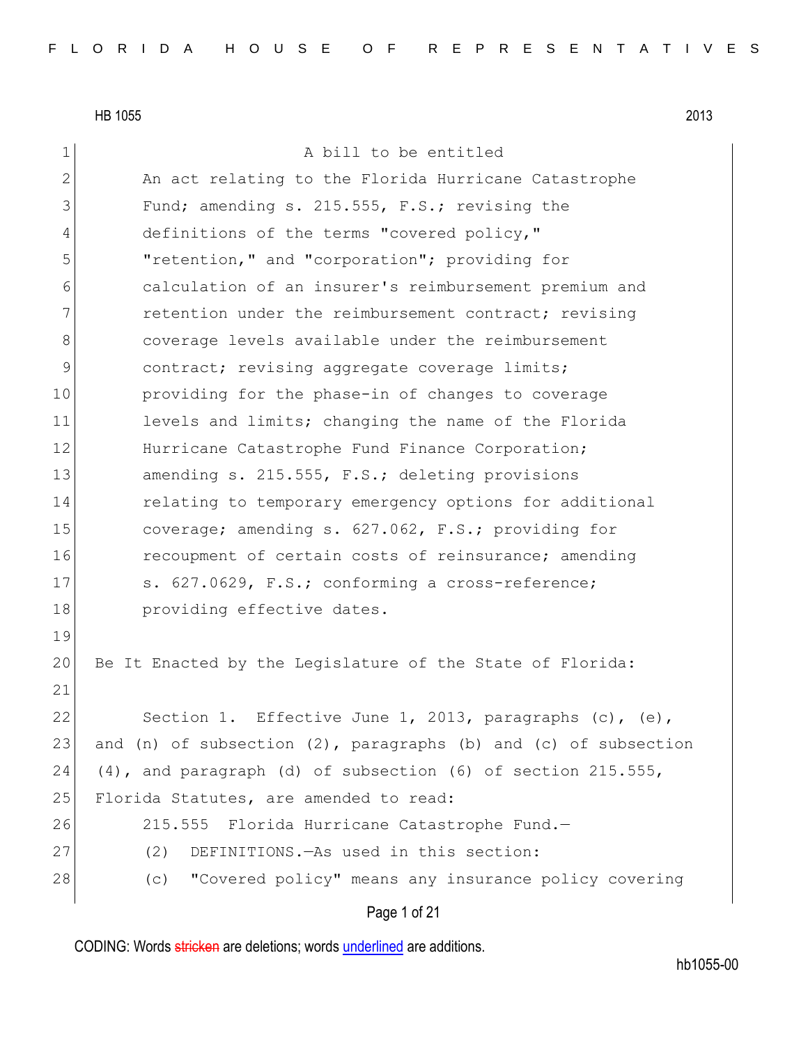HB 1055 2013

A bill to be entitled

An act relating to the Florida Hurricane Catastrophe Fund; amending s. 215.555, F.S.; revising the definitions of the terms "covered policy," "retention," and "corporation"; providing for calculation of an insurer's reimbursement premium and retention under the reimbursement contract; revising coverage levels available under the reimbursement contract; revising aggregate coverage limits; providing for the phase-in of changes to coverage levels and limits; changing the name of the Florida Hurricane Catastrophe Fund Finance Corporation; amending s. 215.555, F.S.; deleting provisions relating to temporary emergency options for additional coverage; amending s. 627.062, F.S.; providing for recoupment of certain costs of reinsurance; amending s. 627.0629, F.S.; conforming a cross-reference; providing effective dates.

Be It Enacted by the Legislature of the State of Florida:

Section 1. Effective June 1, 2013, paragraphs (c), (e), and (n) of subsection (2), paragraphs (b) and (c) of subsection (4), and paragraph (d) of subsection (6) of section 215.555, Florida Statutes, are amended to read:

215.555 Florida Hurricane Catastrophe Fund.—

(2) DEFINITIONS.—As used in this section:

(c) "Covered policy" means any insurance policy covering

CODING: Words stricken are deletions; words underlined are additions.

hb1055-00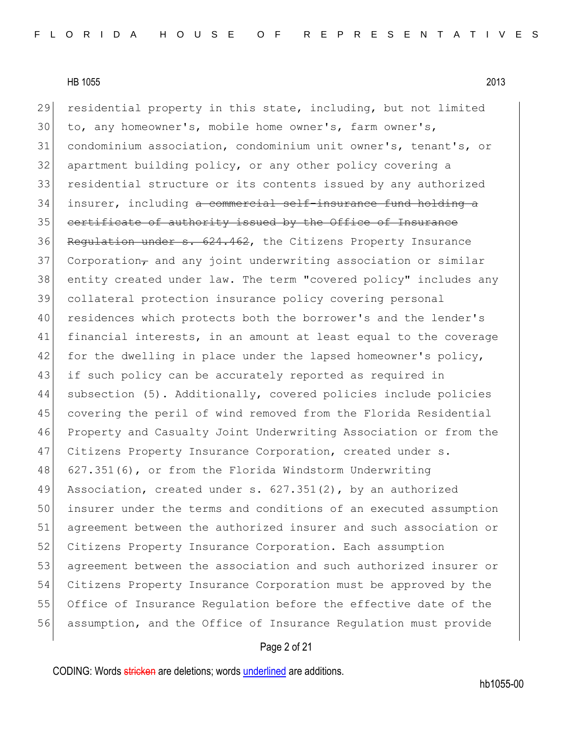residential property in this state, including, but not limited to, any homeowner's, mobile home owner's, farm owner's, condominium association, condominium unit owner's, tenant's, or apartment building policy, or any other policy covering a residential structure or its contents issued by any authorized insurer, including ~~a commercial self-insurance fund holding a certificate of authority issued by the Office of Insurance Regulation under s. 624.462~~, the Citizens Property Insurance Corporation~~,~~ and any joint underwriting association or similar entity created under law. The term "covered policy" includes any collateral protection insurance policy covering personal residences which protects both the borrower's and the lender's financial interests, in an amount at least equal to the coverage for the dwelling in place under the lapsed homeowner's policy, if such policy can be accurately reported as required in subsection (5). Additionally, covered policies include policies covering the peril of wind removed from the Florida Residential Property and Casualty Joint Underwriting Association or from the Citizens Property Insurance Corporation, created under s. 627.351(6), or from the Florida Windstorm Underwriting Association, created under s. 627.351(2), by an authorized insurer under the terms and conditions of an executed assumption agreement between the authorized insurer and such association or Citizens Property Insurance Corporation. Each assumption agreement between the association and such authorized insurer or Citizens Property Insurance Corporation must be approved by the Office of Insurance Regulation before the effective date of the assumption, and the Office of Insurance Regulation must provide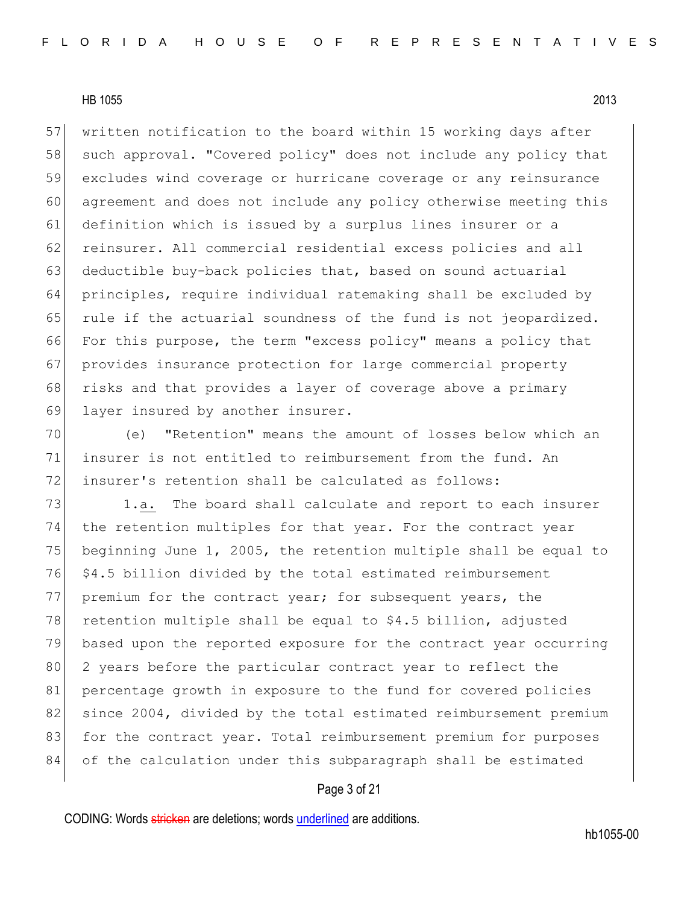written notification to the board within 15 working days after such approval. "Covered policy" does not include any policy that excludes wind coverage or hurricane coverage or any reinsurance agreement and does not include any policy otherwise meeting this definition which is issued by a surplus lines insurer or a reinsurer. All commercial residential excess policies and all deductible buy-back policies that, based on sound actuarial principles, require individual ratemaking shall be excluded by rule if the actuarial soundness of the fund is not jeopardized. For this purpose, the term "excess policy" means a policy that provides insurance protection for large commercial property risks and that provides a layer of coverage above a primary layer insured by another insurer.

(e) "Retention" means the amount of losses below which an insurer is not entitled to reimbursement from the fund. An insurer's retention shall be calculated as follows:

1.a. The board shall calculate and report to each insurer the retention multiples for that year. For the contract year beginning June 1, 2005, the retention multiple shall be equal to \$4.5 billion divided by the total estimated reimbursement premium for the contract year; for subsequent years, the retention multiple shall be equal to \$4.5 billion, adjusted based upon the reported exposure for the contract year occurring 2 years before the particular contract year to reflect the percentage growth in exposure to the fund for covered policies since 2004, divided by the total estimated reimbursement premium for the contract year. Total reimbursement premium for purposes of the calculation under this subparagraph shall be estimated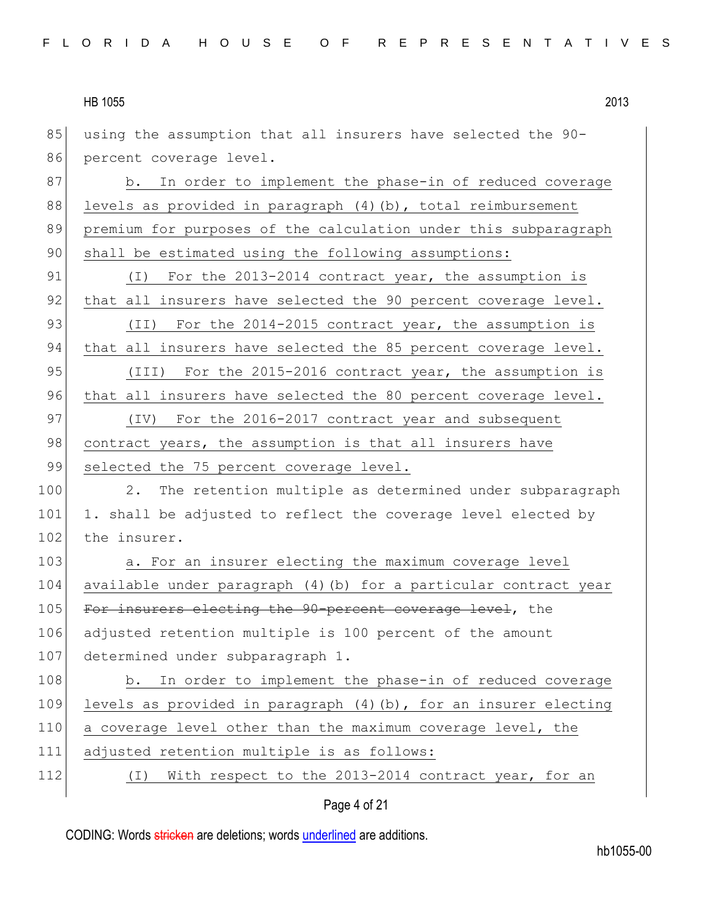using the assumption that all insurers have selected the 90-percent coverage level.

b. In order to implement the phase-in of reduced coverage levels as provided in paragraph (4)(b), total reimbursement premium for purposes of the calculation under this subparagraph shall be estimated using the following assumptions:

(I) For the 2013-2014 contract year, the assumption is that all insurers have selected the 90 percent coverage level.

(II) For the 2014-2015 contract year, the assumption is that all insurers have selected the 85 percent coverage level.

(III) For the 2015-2016 contract year, the assumption is that all insurers have selected the 80 percent coverage level.

(IV) For the 2016-2017 contract year and subsequent contract years, the assumption is that all insurers have selected the 75 percent coverage level.

2. The retention multiple as determined under subparagraph 1. shall be adjusted to reflect the coverage level elected by the insurer.

a. For an insurer electing the maximum coverage level available under paragraph (4)(b) for a particular contract year ~~For insurers electing the 90-percent coverage level~~, the adjusted retention multiple is 100 percent of the amount determined under subparagraph 1.

b. In order to implement the phase-in of reduced coverage levels as provided in paragraph (4)(b), for an insurer electing a coverage level other than the maximum coverage level, the adjusted retention multiple is as follows:

(I) With respect to the 2013-2014 contract year, for an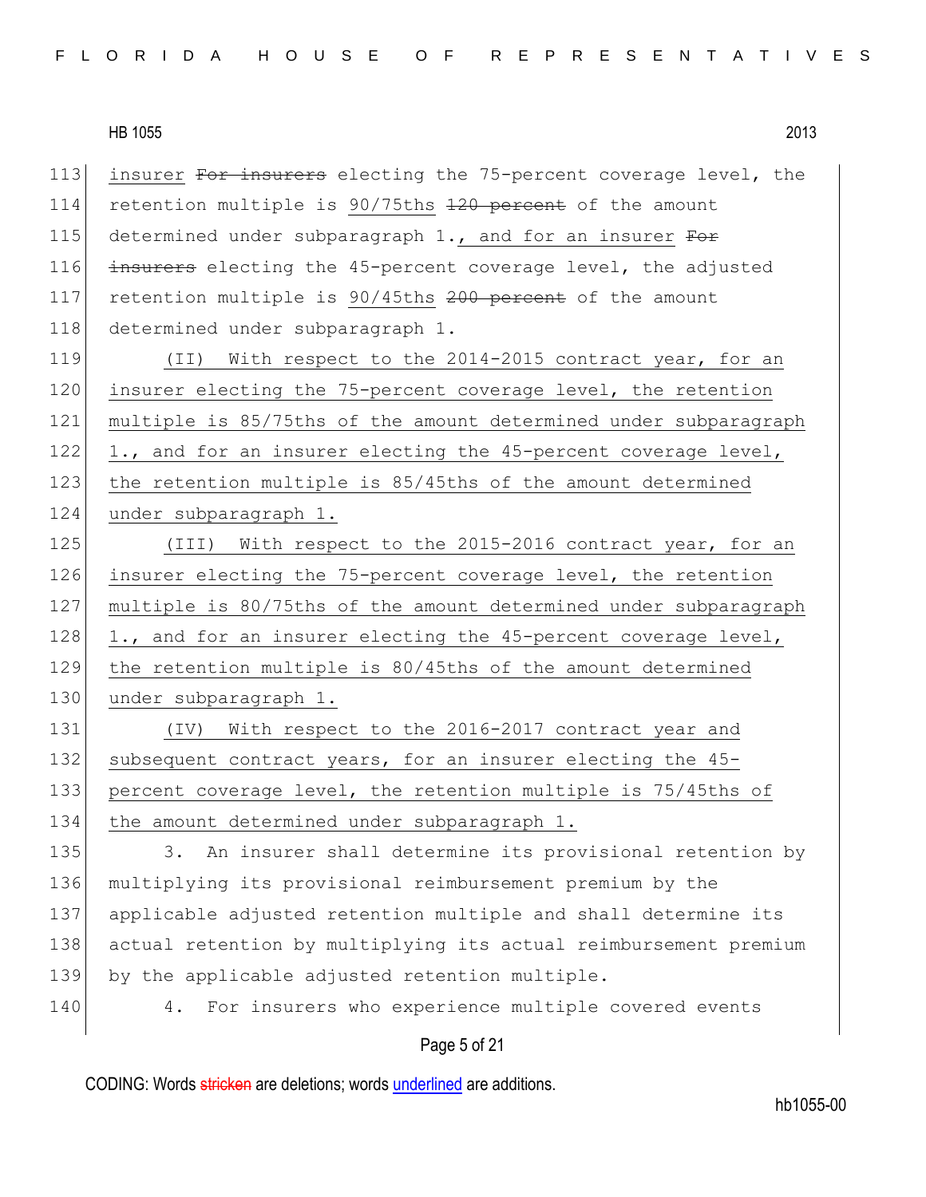113 insurer ~~For insurers~~ electing the 75-percent coverage level, the
114 retention multiple is 90/75ths ~~120 percent~~ of the amount
115 determined under subparagraph 1., and for an insurer ~~For~~
116 ~~insurers~~ electing the 45-percent coverage level, the adjusted
117 retention multiple is 90/45ths ~~200 percent~~ of the amount
118 determined under subparagraph 1.

119 (II) With respect to the 2014-2015 contract year, for an
120 insurer electing the 75-percent coverage level, the retention
121 multiple is 85/75ths of the amount determined under subparagraph
122 1., and for an insurer electing the 45-percent coverage level,
123 the retention multiple is 85/45ths of the amount determined
124 under subparagraph 1.

125 (III) With respect to the 2015-2016 contract year, for an
126 insurer electing the 75-percent coverage level, the retention
127 multiple is 80/75ths of the amount determined under subparagraph
128 1., and for an insurer electing the 45-percent coverage level,
129 the retention multiple is 80/45ths of the amount determined
130 under subparagraph 1.

131 (IV) With respect to the 2016-2017 contract year and
132 subsequent contract years, for an insurer electing the 45-
133 percent coverage level, the retention multiple is 75/45ths of
134 the amount determined under subparagraph 1.

135 3. An insurer shall determine its provisional retention by
136 multiplying its provisional reimbursement premium by the
137 applicable adjusted retention multiple and shall determine its
138 actual retention by multiplying its actual reimbursement premium
139 by the applicable adjusted retention multiple.

140 4. For insurers who experience multiple covered events

CODING: Words ~~stricken~~ are deletions; words underlined are additions.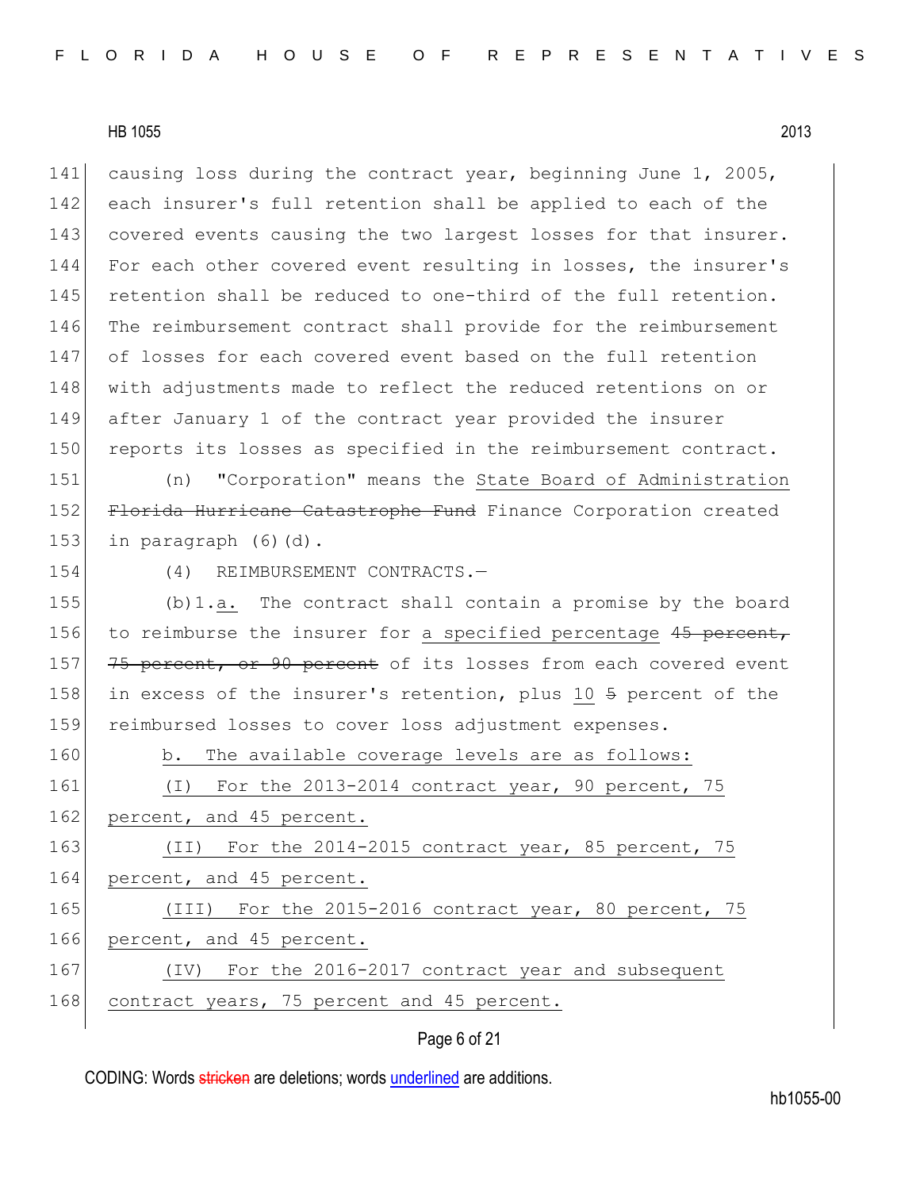causing loss during the contract year, beginning June 1, 2005, each insurer's full retention shall be applied to each of the covered events causing the two largest losses for that insurer. For each other covered event resulting in losses, the insurer's retention shall be reduced to one-third of the full retention. The reimbursement contract shall provide for the reimbursement of losses for each covered event based on the full retention with adjustments made to reflect the reduced retentions on or after January 1 of the contract year provided the insurer reports its losses as specified in the reimbursement contract.

(n) "Corporation" means the <u>State Board of Administration</u> ~~Florida Hurricane Catastrophe Fund~~ Finance Corporation created in paragraph (6)(d).

(4) REIMBURSEMENT CONTRACTS.—

(b)1.<u>a.</u> The contract shall contain a promise by the board to reimburse the insurer for <u>a specified percentage</u> ~~45 percent, 75 percent, or 90 percent~~ of its losses from each covered event in excess of the insurer's retention, plus <u>10</u> ~~5~~ percent of the reimbursed losses to cover loss adjustment expenses.

<u>b. The available coverage levels are as follows:</u>

<u>(I) For the 2013-2014 contract year, 90 percent, 75 percent, and 45 percent.</u>

<u>(II) For the 2014-2015 contract year, 85 percent, 75 percent, and 45 percent.</u>

<u>(III) For the 2015-2016 contract year, 80 percent, 75 percent, and 45 percent.</u>

<u>(IV) For the 2016-2017 contract year and subsequent contract years, 75 percent and 45 percent.</u>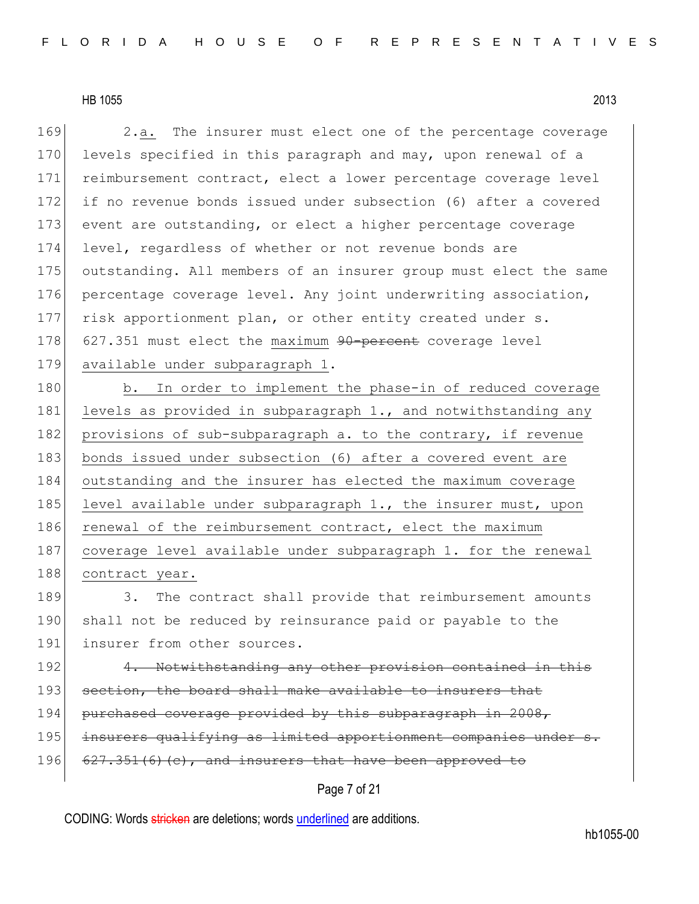169 2.a. The insurer must elect one of the percentage coverage
170 levels specified in this paragraph and may, upon renewal of a
171 reimbursement contract, elect a lower percentage coverage level
172 if no revenue bonds issued under subsection (6) after a covered
173 event are outstanding, or elect a higher percentage coverage
174 level, regardless of whether or not revenue bonds are
175 outstanding. All members of an insurer group must elect the same
176 percentage coverage level. Any joint underwriting association,
177 risk apportionment plan, or other entity created under s.
178 627.351 must elect the maximum ~~90-percent~~ coverage level
179 available under subparagraph 1.

180 b. In order to implement the phase-in of reduced coverage
181 levels as provided in subparagraph 1., and notwithstanding any
182 provisions of sub-subparagraph a. to the contrary, if revenue
183 bonds issued under subsection (6) after a covered event are
184 outstanding and the insurer has elected the maximum coverage
185 level available under subparagraph 1., the insurer must, upon
186 renewal of the reimbursement contract, elect the maximum
187 coverage level available under subparagraph 1. for the renewal
188 contract year.

189 3. The contract shall provide that reimbursement amounts
190 shall not be reduced by reinsurance paid or payable to the
191 insurer from other sources.

192 ~~4. Notwithstanding any other provision contained in this~~
193 ~~section, the board shall make available to insurers that~~
194 ~~purchased coverage provided by this subparagraph in 2008,~~
195 ~~insurers qualifying as limited apportionment companies under s.~~
196 ~~627.351(6)(c), and insurers that have been approved to~~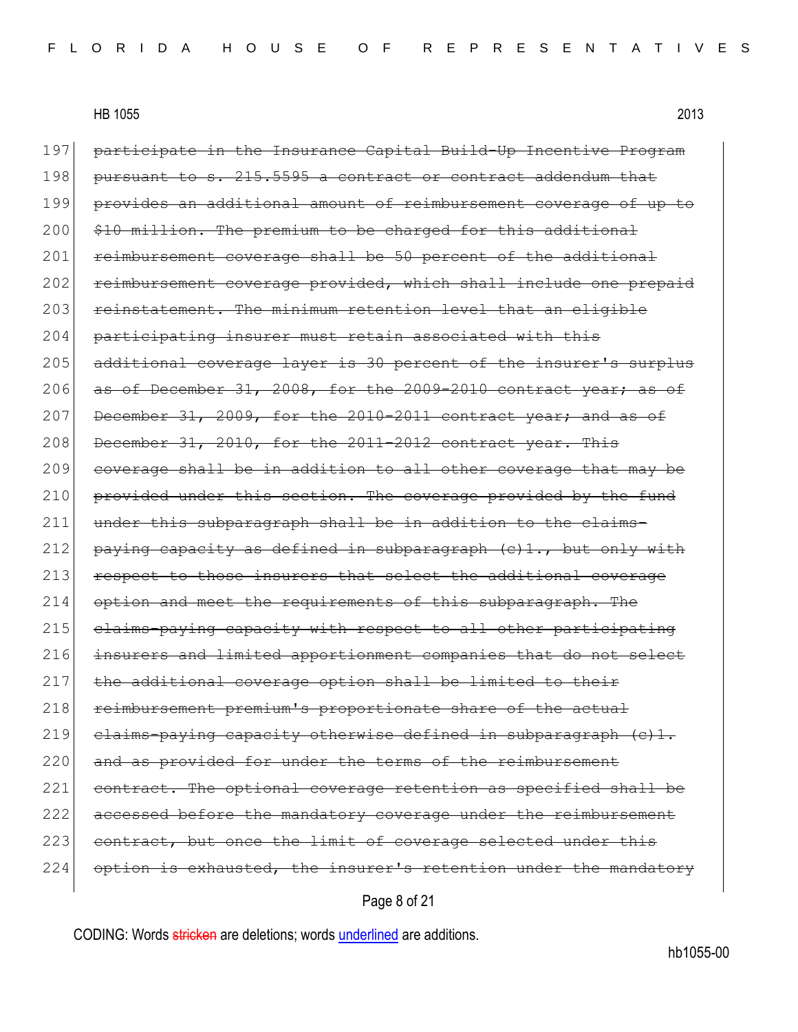197 ~~participate in the Insurance Capital Build-Up Incentive Program~~
198 ~~pursuant to s. 215.5595 a contract or contract addendum that~~
199 ~~provides an additional amount of reimbursement coverage of up to~~
200 ~~$10 million. The premium to be charged for this additional~~
201 ~~reimbursement coverage shall be 50 percent of the additional~~
202 ~~reimbursement coverage provided, which shall include one prepaid~~
203 ~~reinstatement. The minimum retention level that an eligible~~
204 ~~participating insurer must retain associated with this~~
205 ~~additional coverage layer is 30 percent of the insurer's surplus~~
206 ~~as of December 31, 2008, for the 2009-2010 contract year; as of~~
207 ~~December 31, 2009, for the 2010-2011 contract year; and as of~~
208 ~~December 31, 2010, for the 2011-2012 contract year. This~~
209 ~~coverage shall be in addition to all other coverage that may be~~
210 ~~provided under this section. The coverage provided by the fund~~
211 ~~under this subparagraph shall be in addition to the claims-~~
212 ~~paying capacity as defined in subparagraph (c)1., but only with~~
213 ~~respect to those insurers that select the additional coverage~~
214 ~~option and meet the requirements of this subparagraph. The~~
215 ~~claims-paying capacity with respect to all other participating~~
216 ~~insurers and limited apportionment companies that do not select~~
217 ~~the additional coverage option shall be limited to their~~
218 ~~reimbursement premium's proportionate share of the actual~~
219 ~~claims-paying capacity otherwise defined in subparagraph (c)1.~~
220 ~~and as provided for under the terms of the reimbursement~~
221 ~~contract. The optional coverage retention as specified shall be~~
222 ~~accessed before the mandatory coverage under the reimbursement~~
223 ~~contract, but once the limit of coverage selected under this~~
224 ~~option is exhausted, the insurer's retention under the mandatory~~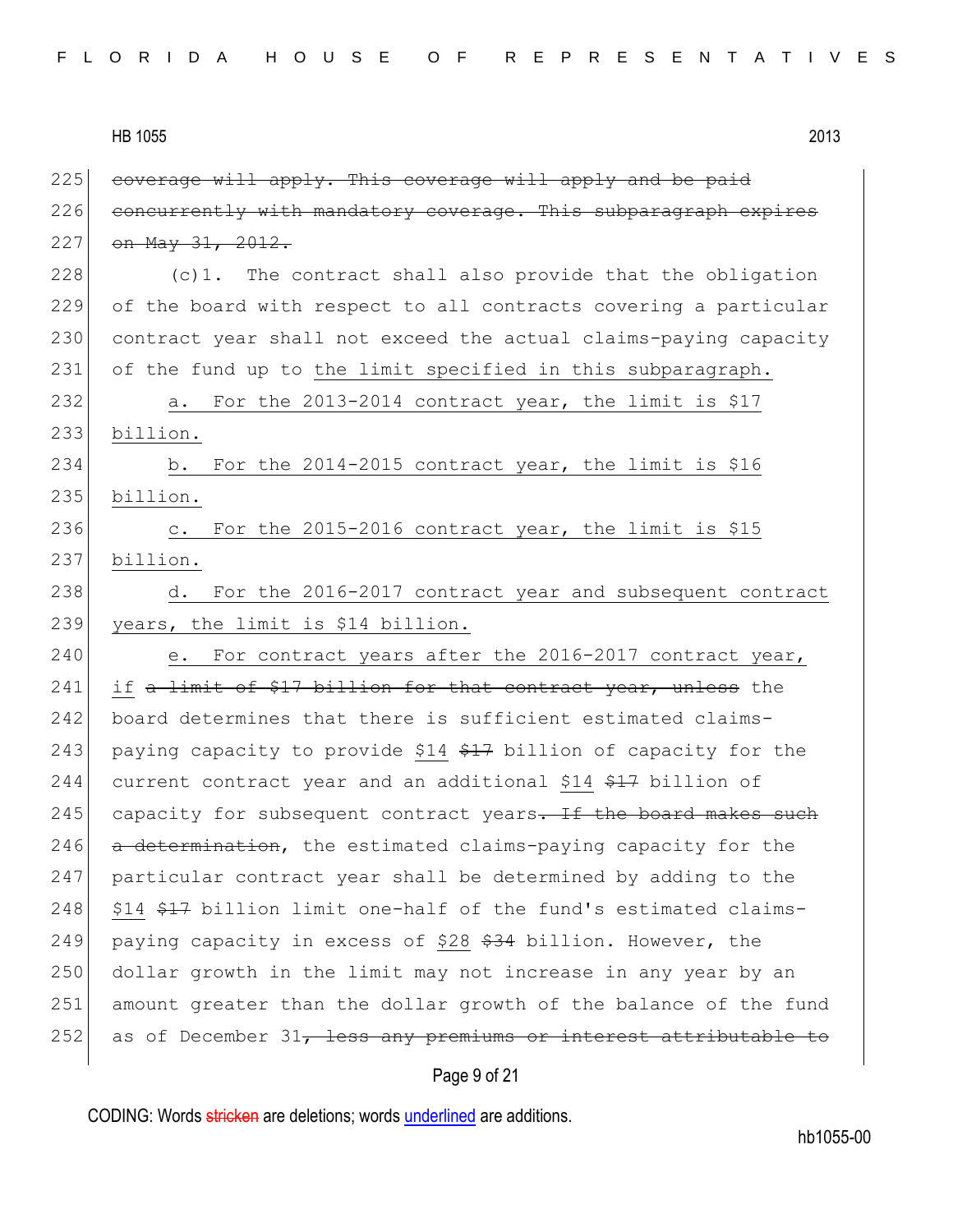~~coverage will apply. This coverage will apply and be paid concurrently with mandatory coverage. This subparagraph expires on May 31, 2012.~~

(c)1. The contract shall also provide that the obligation of the board with respect to all contracts covering a particular contract year shall not exceed the actual claims-paying capacity of the fund up to <u>the limit specified in this subparagraph.</u>

<u>a. For the 2013-2014 contract year, the limit is $17 billion.</u>

<u>b. For the 2014-2015 contract year, the limit is $16 billion.</u>

<u>c. For the 2015-2016 contract year, the limit is $15 billion.</u>

<u>d. For the 2016-2017 contract year and subsequent contract years, the limit is $14 billion.</u>

<u>e. For contract years after the 2016-2017 contract year,</u> <u>if</u> ~~a limit of $17 billion for that contract year, unless~~ the board determines that there is sufficient estimated claims-paying capacity to provide <u>$14</u> ~~$17~~ billion of capacity for the current contract year and an additional <u>$14</u> ~~$17~~ billion of capacity for subsequent contract years~~. If the board makes such a determination~~, the estimated claims-paying capacity for the particular contract year shall be determined by adding to the <u>$14</u> ~~$17~~ billion limit one-half of the fund's estimated claims-paying capacity in excess of <u>$28</u> ~~$34~~ billion. However, the dollar growth in the limit may not increase in any year by an amount greater than the dollar growth of the balance of the fund as of December 31~~, less any premiums or interest attributable to~~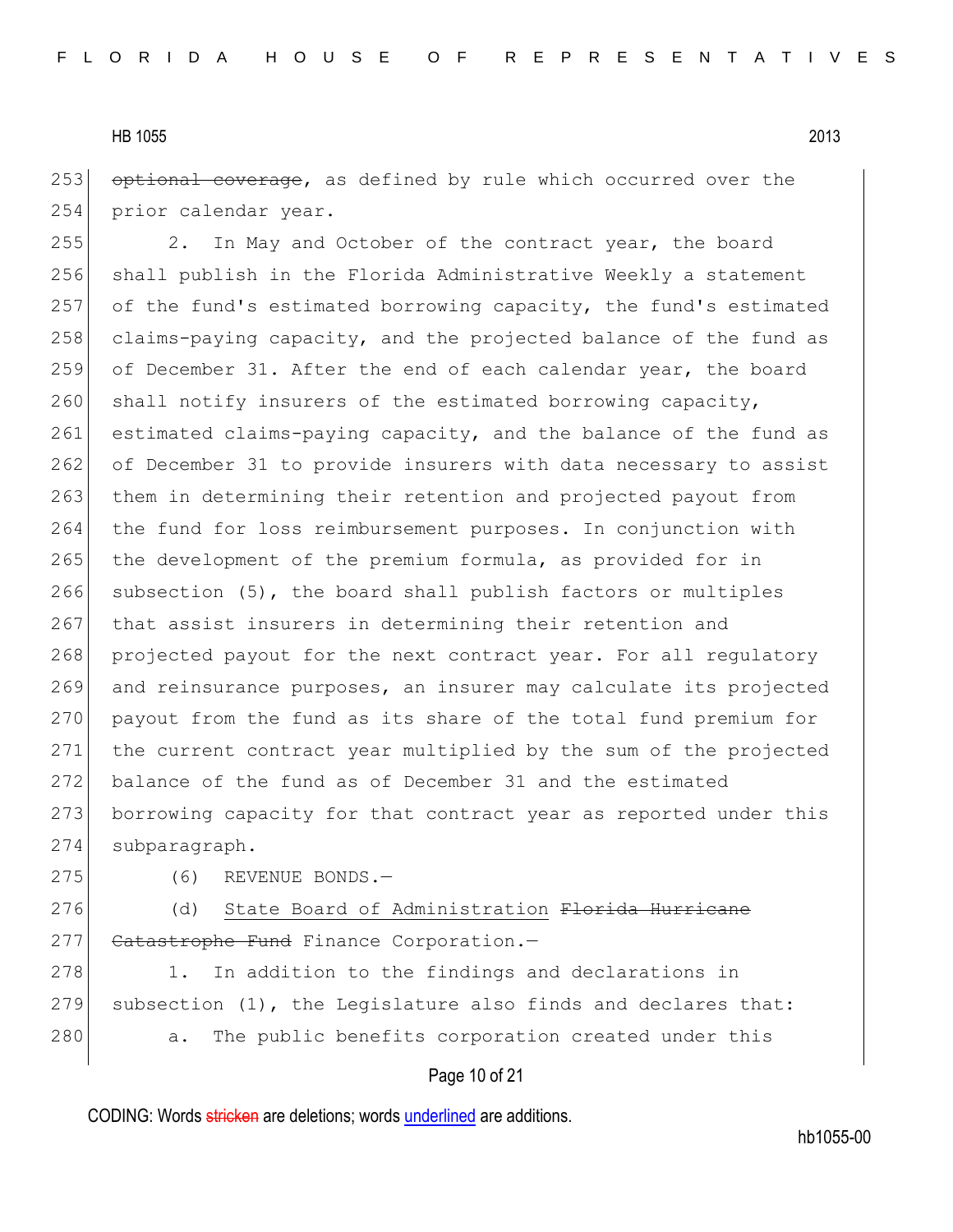253 ~~optional coverage~~, as defined by rule which occurred over the
254 prior calendar year.

255 2. In May and October of the contract year, the board
256 shall publish in the Florida Administrative Weekly a statement
257 of the fund's estimated borrowing capacity, the fund's estimated
258 claims-paying capacity, and the projected balance of the fund as
259 of December 31. After the end of each calendar year, the board
260 shall notify insurers of the estimated borrowing capacity,
261 estimated claims-paying capacity, and the balance of the fund as
262 of December 31 to provide insurers with data necessary to assist
263 them in determining their retention and projected payout from
264 the fund for loss reimbursement purposes. In conjunction with
265 the development of the premium formula, as provided for in
266 subsection (5), the board shall publish factors or multiples
267 that assist insurers in determining their retention and
268 projected payout for the next contract year. For all regulatory
269 and reinsurance purposes, an insurer may calculate its projected
270 payout from the fund as its share of the total fund premium for
271 the current contract year multiplied by the sum of the projected
272 balance of the fund as of December 31 and the estimated
273 borrowing capacity for that contract year as reported under this
274 subparagraph.

275 (6) REVENUE BONDS.—

276 (d) <u>State Board of Administration</u> ~~Florida Hurricane~~
277 ~~Catastrophe Fund~~ Finance Corporation.—

278 1. In addition to the findings and declarations in
279 subsection (1), the Legislature also finds and declares that:

280 a. The public benefits corporation created under this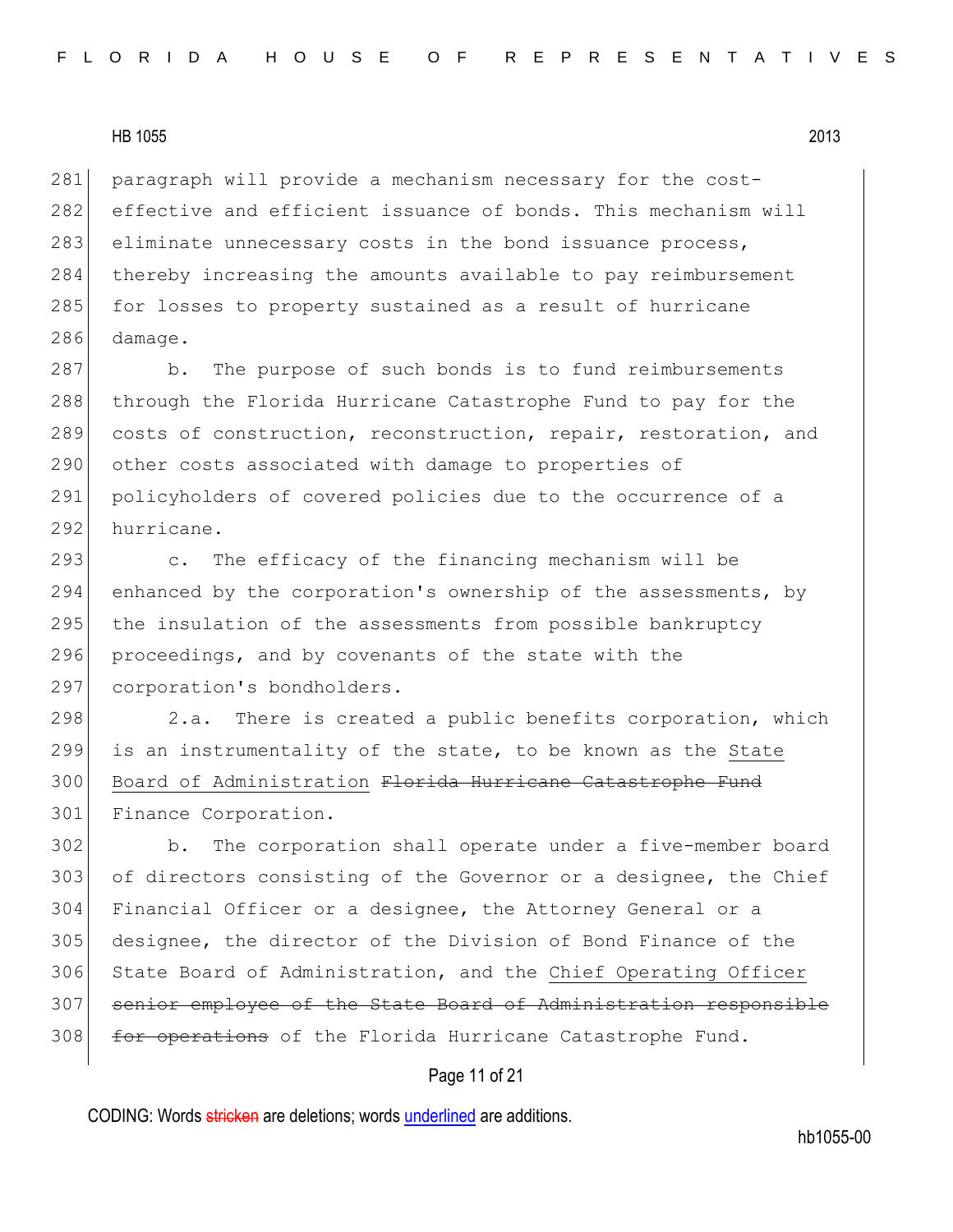281 paragraph will provide a mechanism necessary for the cost-
282 effective and efficient issuance of bonds. This mechanism will
283 eliminate unnecessary costs in the bond issuance process,
284 thereby increasing the amounts available to pay reimbursement
285 for losses to property sustained as a result of hurricane
286 damage.

287 b. The purpose of such bonds is to fund reimbursements
288 through the Florida Hurricane Catastrophe Fund to pay for the
289 costs of construction, reconstruction, repair, restoration, and
290 other costs associated with damage to properties of
291 policyholders of covered policies due to the occurrence of a
292 hurricane.

293 c. The efficacy of the financing mechanism will be
294 enhanced by the corporation's ownership of the assessments, by
295 the insulation of the assessments from possible bankruptcy
296 proceedings, and by covenants of the state with the
297 corporation's bondholders.

298 2.a. There is created a public benefits corporation, which
299 is an instrumentality of the state, to be known as the <u>State</u>
300 <u>Board of Administration</u> ~~Florida Hurricane Catastrophe Fund~~
301 Finance Corporation.

302 b. The corporation shall operate under a five-member board
303 of directors consisting of the Governor or a designee, the Chief
304 Financial Officer or a designee, the Attorney General or a
305 designee, the director of the Division of Bond Finance of the
306 State Board of Administration, and the <u>Chief Operating Officer</u>
307 ~~senior employee of the State Board of Administration responsible~~
308 ~~for operations~~ of the Florida Hurricane Catastrophe Fund.

CODING: Words ~~stricken~~ are deletions; words <u>underlined</u> are additions.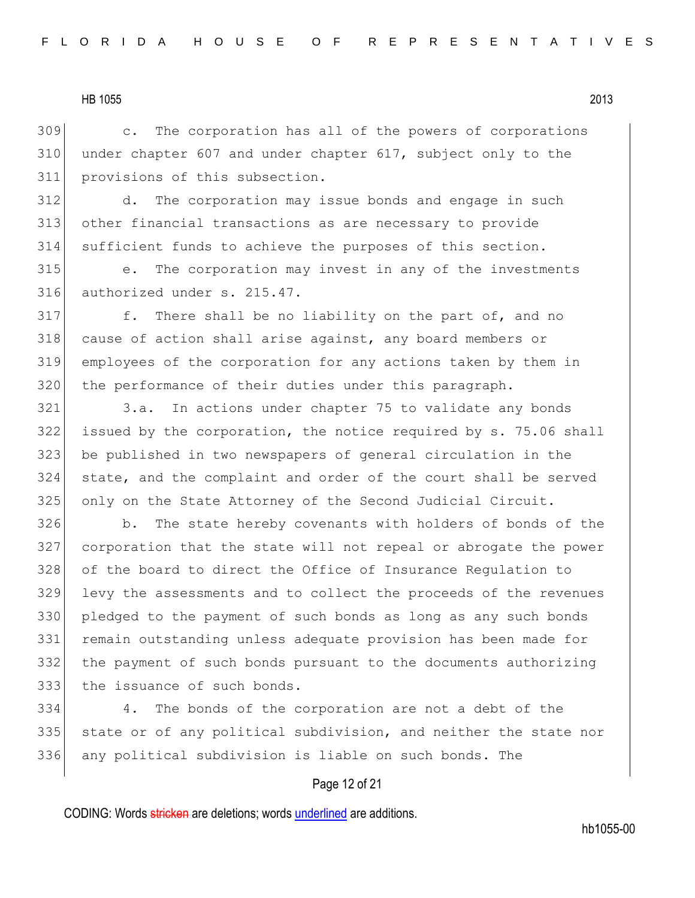c. The corporation has all of the powers of corporations under chapter 607 and under chapter 617, subject only to the provisions of this subsection.

d. The corporation may issue bonds and engage in such other financial transactions as are necessary to provide sufficient funds to achieve the purposes of this section.

e. The corporation may invest in any of the investments authorized under s. 215.47.

f. There shall be no liability on the part of, and no cause of action shall arise against, any board members or employees of the corporation for any actions taken by them in the performance of their duties under this paragraph.

3.a. In actions under chapter 75 to validate any bonds issued by the corporation, the notice required by s. 75.06 shall be published in two newspapers of general circulation in the state, and the complaint and order of the court shall be served only on the State Attorney of the Second Judicial Circuit.

b. The state hereby covenants with holders of bonds of the corporation that the state will not repeal or abrogate the power of the board to direct the Office of Insurance Regulation to levy the assessments and to collect the proceeds of the revenues pledged to the payment of such bonds as long as any such bonds remain outstanding unless adequate provision has been made for the payment of such bonds pursuant to the documents authorizing the issuance of such bonds.

4. The bonds of the corporation are not a debt of the state or of any political subdivision, and neither the state nor any political subdivision is liable on such bonds. The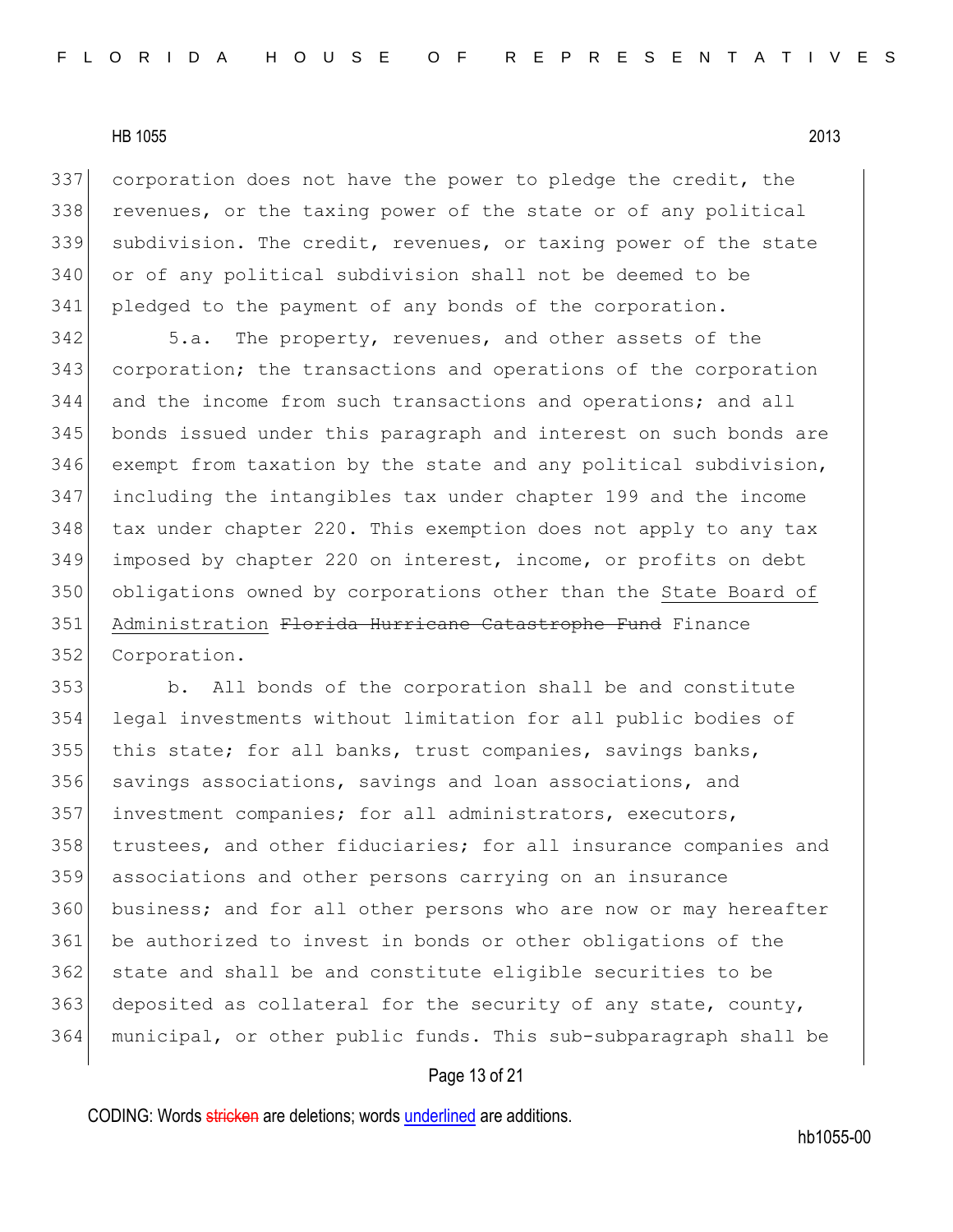corporation does not have the power to pledge the credit, the revenues, or the taxing power of the state or of any political subdivision. The credit, revenues, or taxing power of the state or of any political subdivision shall not be deemed to be pledged to the payment of any bonds of the corporation.

5.a. The property, revenues, and other assets of the corporation; the transactions and operations of the corporation and the income from such transactions and operations; and all bonds issued under this paragraph and interest on such bonds are exempt from taxation by the state and any political subdivision, including the intangibles tax under chapter 199 and the income tax under chapter 220. This exemption does not apply to any tax imposed by chapter 220 on interest, income, or profits on debt obligations owned by corporations other than the <u>State Board of Administration</u> ~~Florida Hurricane Catastrophe Fund~~ Finance Corporation.

b. All bonds of the corporation shall be and constitute legal investments without limitation for all public bodies of this state; for all banks, trust companies, savings banks, savings associations, savings and loan associations, and investment companies; for all administrators, executors, trustees, and other fiduciaries; for all insurance companies and associations and other persons carrying on an insurance business; and for all other persons who are now or may hereafter be authorized to invest in bonds or other obligations of the state and shall be and constitute eligible securities to be deposited as collateral for the security of any state, county, municipal, or other public funds. This sub-subparagraph shall be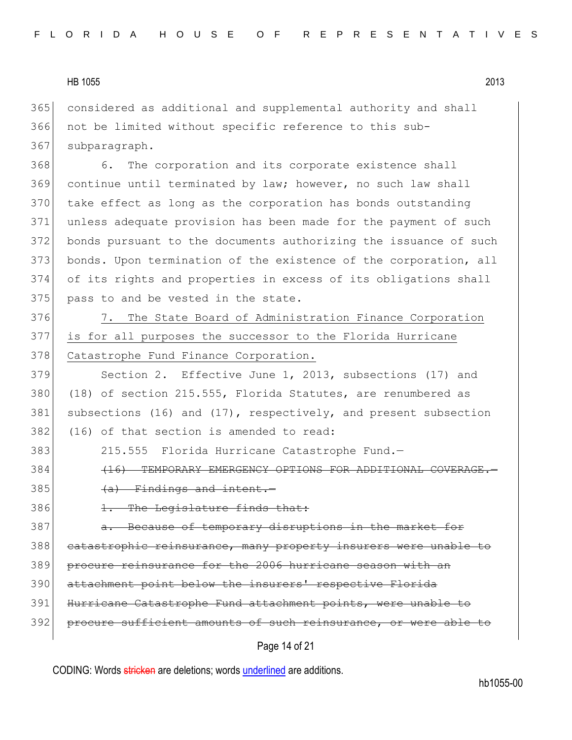considered as additional and supplemental authority and shall not be limited without specific reference to this sub-subparagraph.

6. The corporation and its corporate existence shall continue until terminated by law; however, no such law shall take effect as long as the corporation has bonds outstanding unless adequate provision has been made for the payment of such bonds pursuant to the documents authorizing the issuance of such bonds. Upon termination of the existence of the corporation, all of its rights and properties in excess of its obligations shall pass to and be vested in the state.

<u>7. The State Board of Administration Finance Corporation is for all purposes the successor to the Florida Hurricane Catastrophe Fund Finance Corporation.</u>

Section 2. Effective June 1, 2013, subsections (17) and (18) of section 215.555, Florida Statutes, are renumbered as subsections (16) and (17), respectively, and present subsection (16) of that section is amended to read:

215.555 Florida Hurricane Catastrophe Fund.—

~~(16) TEMPORARY EMERGENCY OPTIONS FOR ADDITIONAL COVERAGE.—~~

~~(a) Findings and intent.—~~

~~1. The Legislature finds that:~~

~~a. Because of temporary disruptions in the market for catastrophic reinsurance, many property insurers were unable to procure reinsurance for the 2006 hurricane season with an attachment point below the insurers' respective Florida Hurricane Catastrophe Fund attachment points, were unable to procure sufficient amounts of such reinsurance, or were able to~~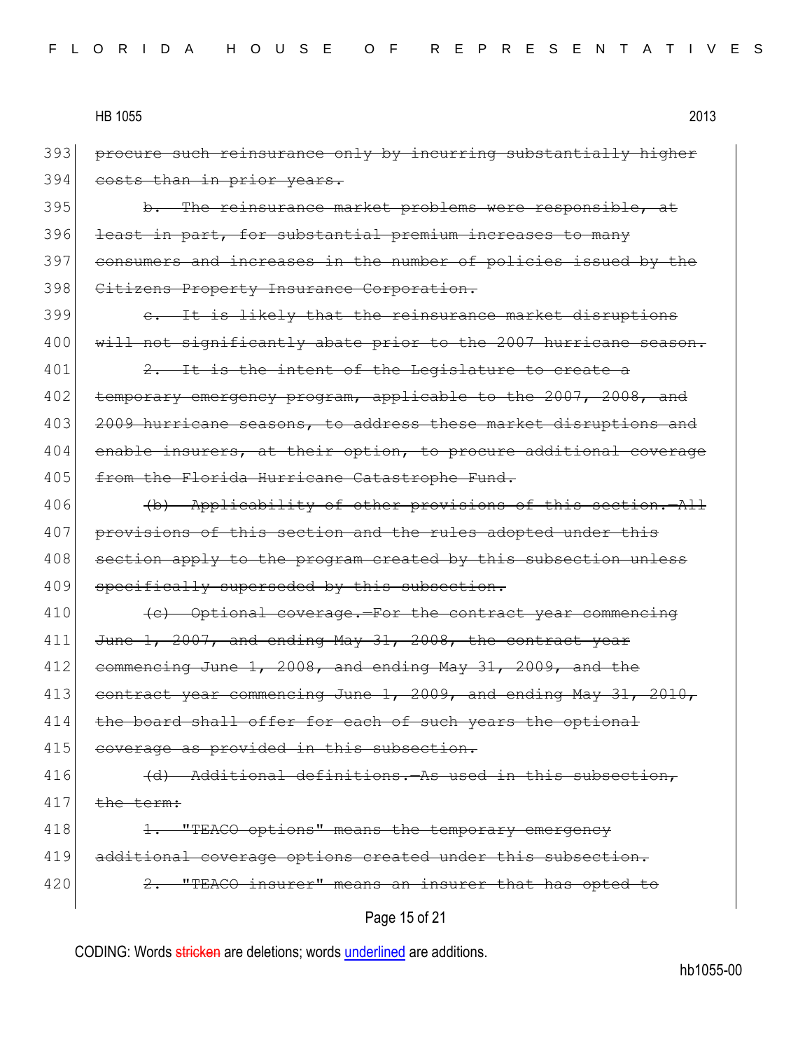~~procure such reinsurance only by incurring substantially higher costs than in prior years.~~

~~b. The reinsurance market problems were responsible, at least in part, for substantial premium increases to many consumers and increases in the number of policies issued by the Citizens Property Insurance Corporation.~~

~~c. It is likely that the reinsurance market disruptions will not significantly abate prior to the 2007 hurricane season.~~

~~2. It is the intent of the Legislature to create a temporary emergency program, applicable to the 2007, 2008, and 2009 hurricane seasons, to address these market disruptions and enable insurers, at their option, to procure additional coverage from the Florida Hurricane Catastrophe Fund.~~

~~(b) Applicability of other provisions of this section.—All provisions of this section and the rules adopted under this section apply to the program created by this subsection unless specifically superseded by this subsection.~~

~~(c) Optional coverage.—For the contract year commencing June 1, 2007, and ending May 31, 2008, the contract year commencing June 1, 2008, and ending May 31, 2009, and the contract year commencing June 1, 2009, and ending May 31, 2010, the board shall offer for each of such years the optional coverage as provided in this subsection.~~

~~(d) Additional definitions.—As used in this subsection, the term:~~

~~1. "TEACO options" means the temporary emergency additional coverage options created under this subsection.~~

~~2. "TEACO insurer" means an insurer that has opted to~~

CODING: Words ~~stricken~~ are deletions; words <u>underlined</u> are additions.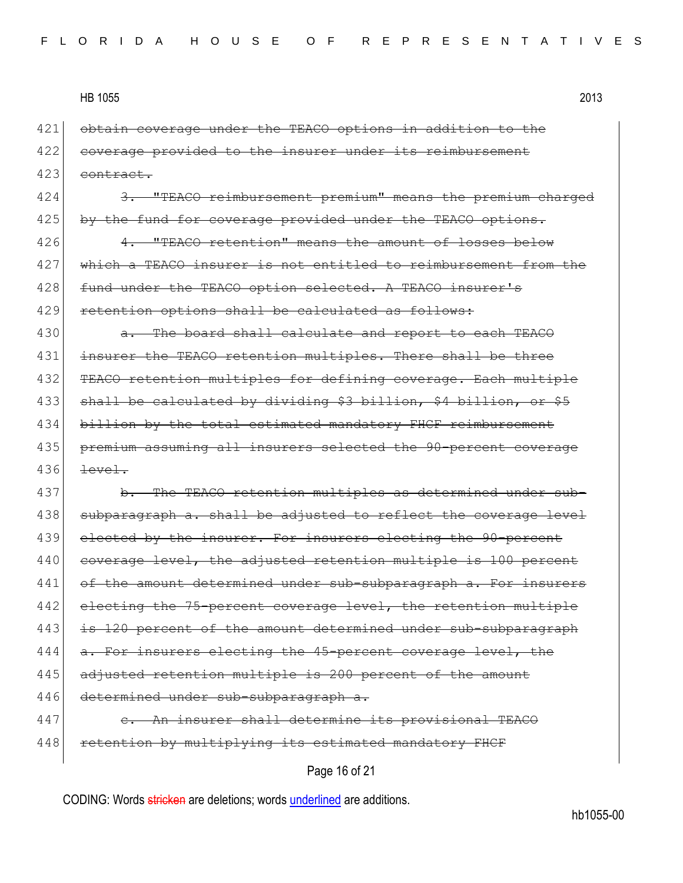421 ~~obtain coverage under the TEACO options in addition to the~~
422 ~~coverage provided to the insurer under its reimbursement~~
423 ~~contract.~~

424 ~~3. "TEACO reimbursement premium" means the premium charged~~
425 ~~by the fund for coverage provided under the TEACO options.~~

426 ~~4. "TEACO retention" means the amount of losses below~~
427 ~~which a TEACO insurer is not entitled to reimbursement from the~~
428 ~~fund under the TEACO option selected. A TEACO insurer's~~
429 ~~retention options shall be calculated as follows:~~

430 ~~a. The board shall calculate and report to each TEACO~~
431 ~~insurer the TEACO retention multiples. There shall be three~~
432 ~~TEACO retention multiples for defining coverage. Each multiple~~
433 ~~shall be calculated by dividing $3 billion, $4 billion, or $5~~
434 ~~billion by the total estimated mandatory FHCF reimbursement~~
435 ~~premium assuming all insurers selected the 90-percent coverage~~
436 ~~level.~~

437 ~~b. The TEACO retention multiples as determined under sub-~~
438 ~~subparagraph a. shall be adjusted to reflect the coverage level~~
439 ~~elected by the insurer. For insurers electing the 90-percent~~
440 ~~coverage level, the adjusted retention multiple is 100 percent~~
441 ~~of the amount determined under sub-subparagraph a. For insurers~~
442 ~~electing the 75-percent coverage level, the retention multiple~~
443 ~~is 120 percent of the amount determined under sub-subparagraph~~
444 ~~a. For insurers electing the 45-percent coverage level, the~~
445 ~~adjusted retention multiple is 200 percent of the amount~~
446 ~~determined under sub-subparagraph a.~~

447 ~~c. An insurer shall determine its provisional TEACO~~
448 ~~retention by multiplying its estimated mandatory FHCF~~

CODING: Words ~~stricken~~ are deletions; words <u>underlined</u> are additions.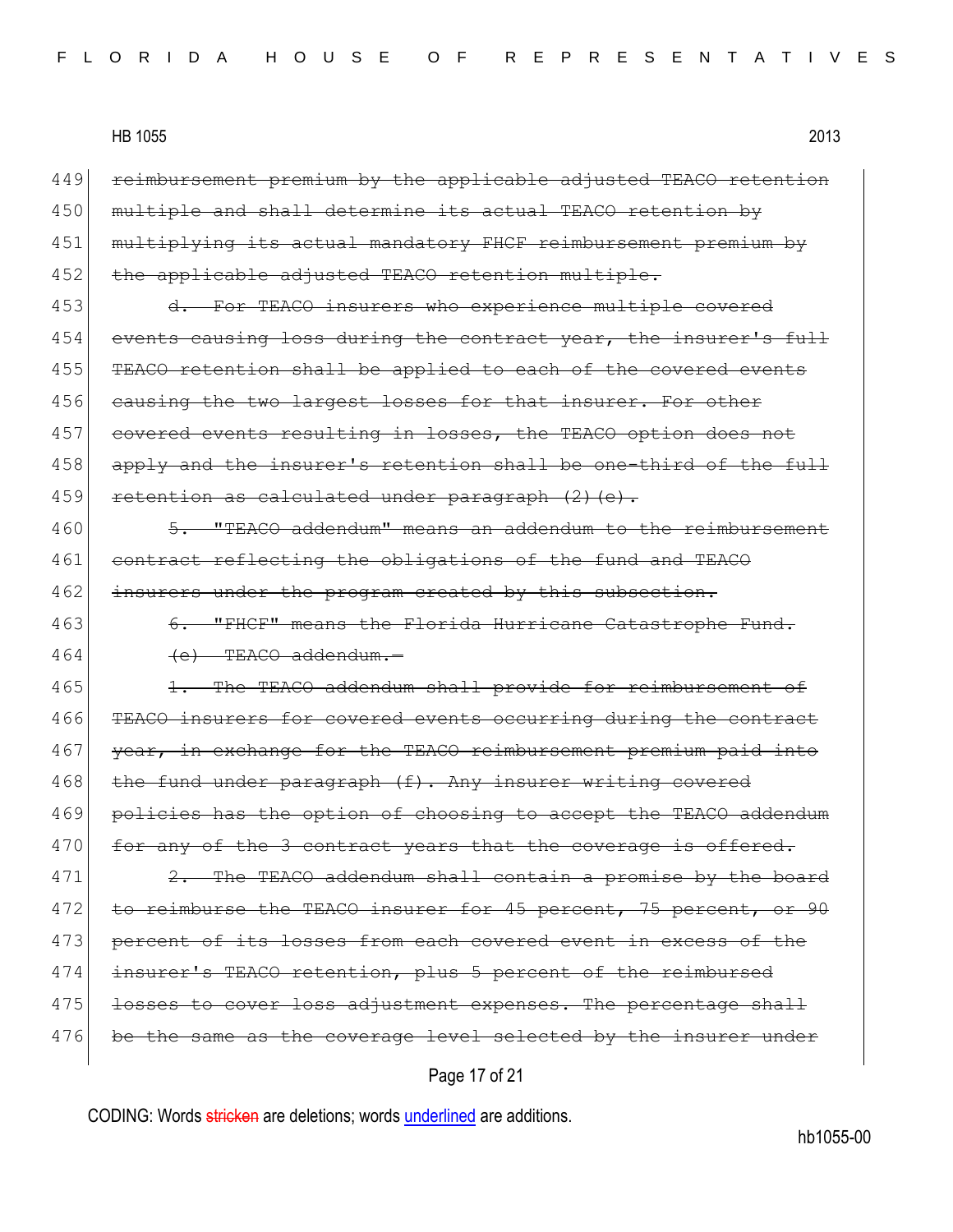449 ~~reimbursement premium by the applicable adjusted TEACO retention~~
450 ~~multiple and shall determine its actual TEACO retention by~~
451 ~~multiplying its actual mandatory FHCF reimbursement premium by~~
452 ~~the applicable adjusted TEACO retention multiple.~~

453 ~~d. For TEACO insurers who experience multiple covered~~
454 ~~events causing loss during the contract year, the insurer's full~~
455 ~~TEACO retention shall be applied to each of the covered events~~
456 ~~causing the two largest losses for that insurer. For other~~
457 ~~covered events resulting in losses, the TEACO option does not~~
458 ~~apply and the insurer's retention shall be one-third of the full~~
459 ~~retention as calculated under paragraph (2)(e).~~

460 ~~5. "TEACO addendum" means an addendum to the reimbursement~~
461 ~~contract reflecting the obligations of the fund and TEACO~~
462 ~~insurers under the program created by this subsection.~~

463 ~~6. "FHCF" means the Florida Hurricane Catastrophe Fund.~~

464 ~~(e) TEACO addendum.—~~

465 ~~1. The TEACO addendum shall provide for reimbursement of~~
466 ~~TEACO insurers for covered events occurring during the contract~~
467 ~~year, in exchange for the TEACO reimbursement premium paid into~~
468 ~~the fund under paragraph (f). Any insurer writing covered~~
469 ~~policies has the option of choosing to accept the TEACO addendum~~
470 ~~for any of the 3 contract years that the coverage is offered.~~

471 ~~2. The TEACO addendum shall contain a promise by the board~~
472 ~~to reimburse the TEACO insurer for 45 percent, 75 percent, or 90~~
473 ~~percent of its losses from each covered event in excess of the~~
474 ~~insurer's TEACO retention, plus 5 percent of the reimbursed~~
475 ~~losses to cover loss adjustment expenses. The percentage shall~~
476 ~~be the same as the coverage level selected by the insurer under~~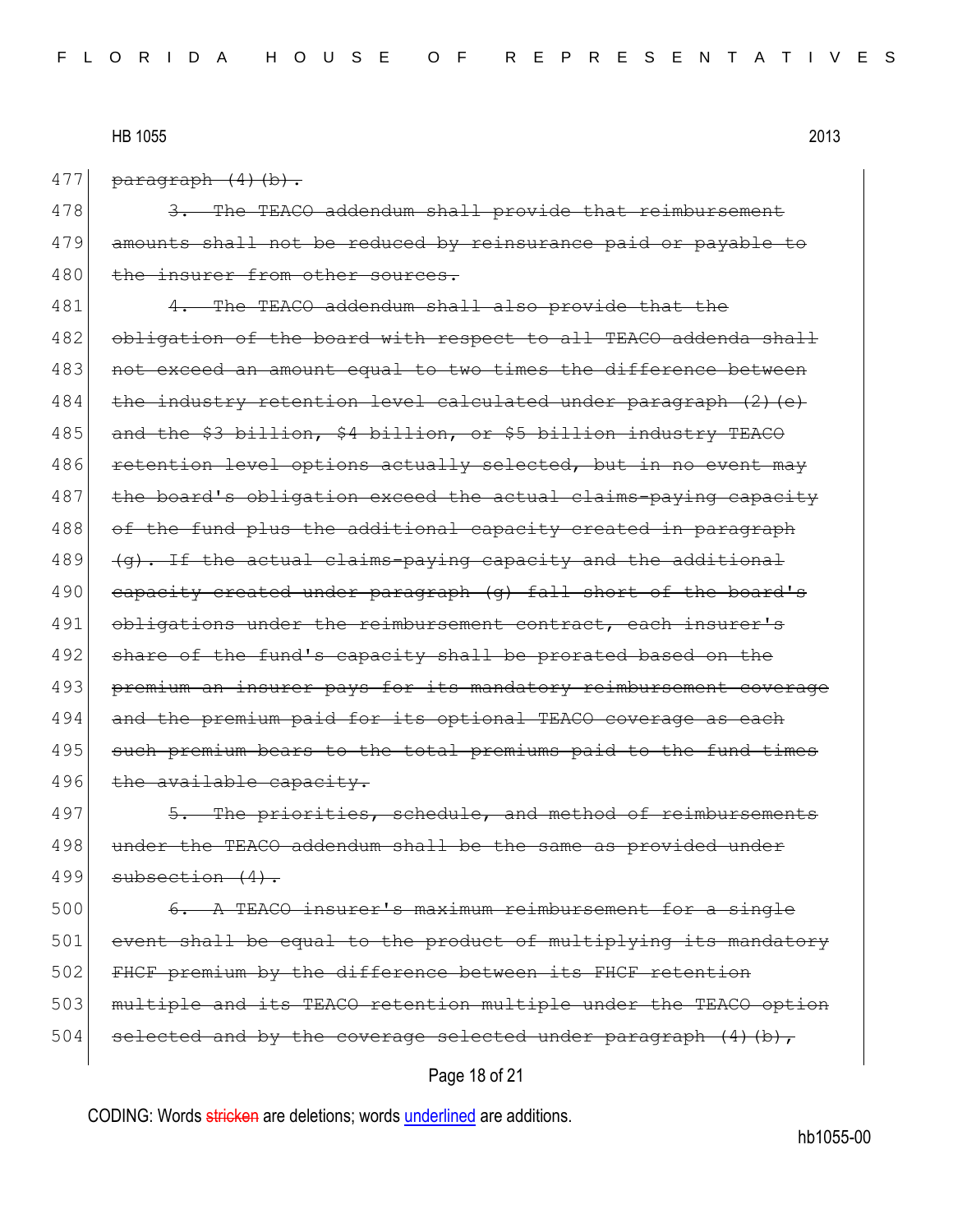477 ~~paragraph (4)(b).~~

478 ~~3. The TEACO addendum shall provide that reimbursement~~
479 ~~amounts shall not be reduced by reinsurance paid or payable to~~
480 ~~the insurer from other sources.~~

481 ~~4. The TEACO addendum shall also provide that the~~
482 ~~obligation of the board with respect to all TEACO addenda shall~~
483 ~~not exceed an amount equal to two times the difference between~~
484 ~~the industry retention level calculated under paragraph (2)(e)~~
485 ~~and the $3 billion, $4 billion, or $5 billion industry TEACO~~
486 ~~retention level options actually selected, but in no event may~~
487 ~~the board's obligation exceed the actual claims-paying capacity~~
488 ~~of the fund plus the additional capacity created in paragraph~~
489 ~~(g). If the actual claims-paying capacity and the additional~~
490 ~~capacity created under paragraph (g) fall short of the board's~~
491 ~~obligations under the reimbursement contract, each insurer's~~
492 ~~share of the fund's capacity shall be prorated based on the~~
493 ~~premium an insurer pays for its mandatory reimbursement coverage~~
494 ~~and the premium paid for its optional TEACO coverage as each~~
495 ~~such premium bears to the total premiums paid to the fund times~~
496 ~~the available capacity.~~

497 ~~5. The priorities, schedule, and method of reimbursements~~
498 ~~under the TEACO addendum shall be the same as provided under~~
499 ~~subsection (4).~~

500 ~~6. A TEACO insurer's maximum reimbursement for a single~~
501 ~~event shall be equal to the product of multiplying its mandatory~~
502 ~~FHCF premium by the difference between its FHCF retention~~
503 ~~multiple and its TEACO retention multiple under the TEACO option~~
504 ~~selected and by the coverage selected under paragraph (4)(b),~~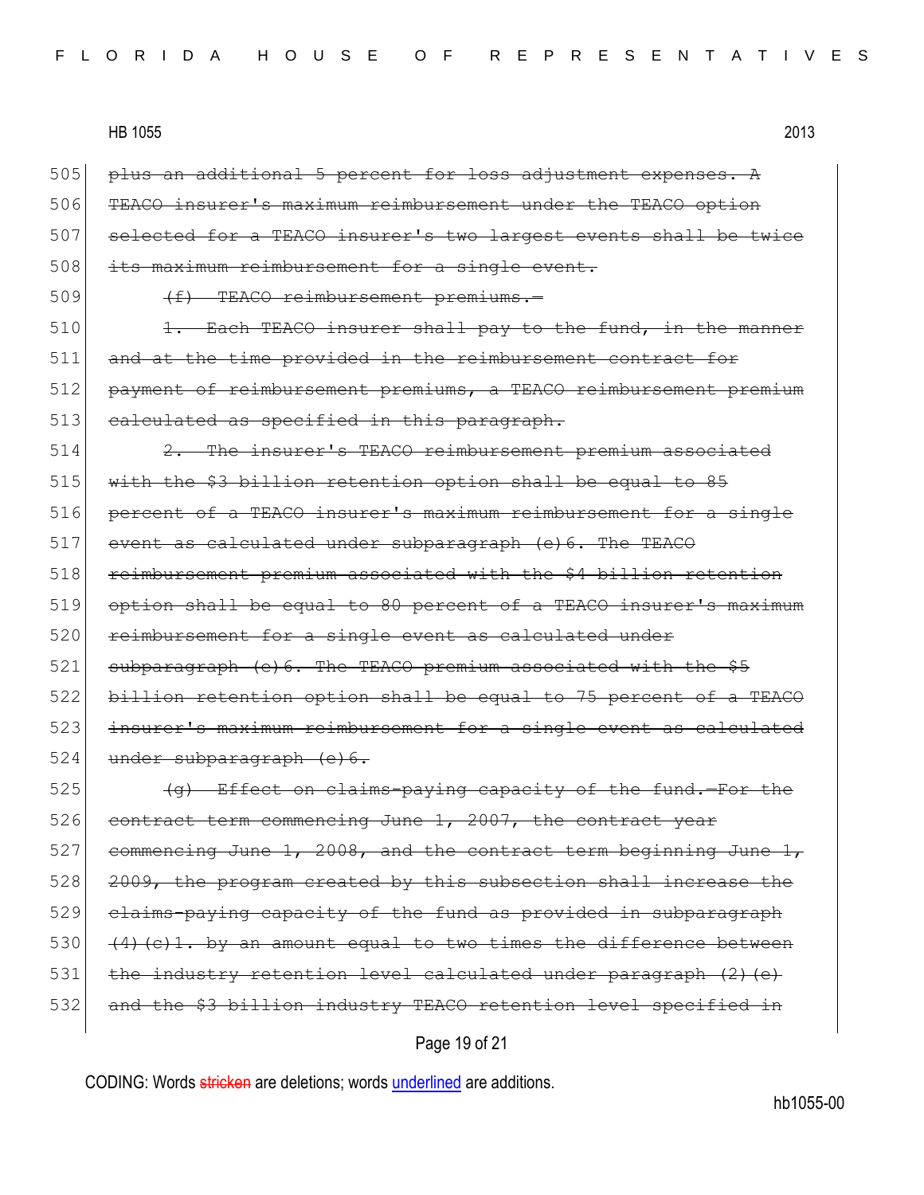505 ~~plus an additional 5 percent for loss adjustment expenses. A~~
506 ~~TEACO insurer's maximum reimbursement under the TEACO option~~
507 ~~selected for a TEACO insurer's two largest events shall be twice~~
508 ~~its maximum reimbursement for a single event.~~

509 ~~(f) TEACO reimbursement premiums.—~~

510 ~~1. Each TEACO insurer shall pay to the fund, in the manner~~
511 ~~and at the time provided in the reimbursement contract for~~
512 ~~payment of reimbursement premiums, a TEACO reimbursement premium~~
513 ~~calculated as specified in this paragraph.~~

514 ~~2. The insurer's TEACO reimbursement premium associated~~
515 ~~with the $3 billion retention option shall be equal to 85~~
516 ~~percent of a TEACO insurer's maximum reimbursement for a single~~
517 ~~event as calculated under subparagraph (e)6. The TEACO~~
518 ~~reimbursement premium associated with the $4 billion retention~~
519 ~~option shall be equal to 80 percent of a TEACO insurer's maximum~~
520 ~~reimbursement for a single event as calculated under~~
521 ~~subparagraph (e)6. The TEACO premium associated with the $5~~
522 ~~billion retention option shall be equal to 75 percent of a TEACO~~
523 ~~insurer's maximum reimbursement for a single event as calculated~~
524 ~~under subparagraph (e)6.~~

525 ~~(g) Effect on claims-paying capacity of the fund.—For the~~
526 ~~contract term commencing June 1, 2007, the contract year~~
527 ~~commencing June 1, 2008, and the contract term beginning June 1,~~
528 ~~2009, the program created by this subsection shall increase the~~
529 ~~claims-paying capacity of the fund as provided in subparagraph~~
530 ~~(4)(c)1. by an amount equal to two times the difference between~~
531 ~~the industry retention level calculated under paragraph (2)(e)~~
532 ~~and the $3 billion industry TEACO retention level specified in~~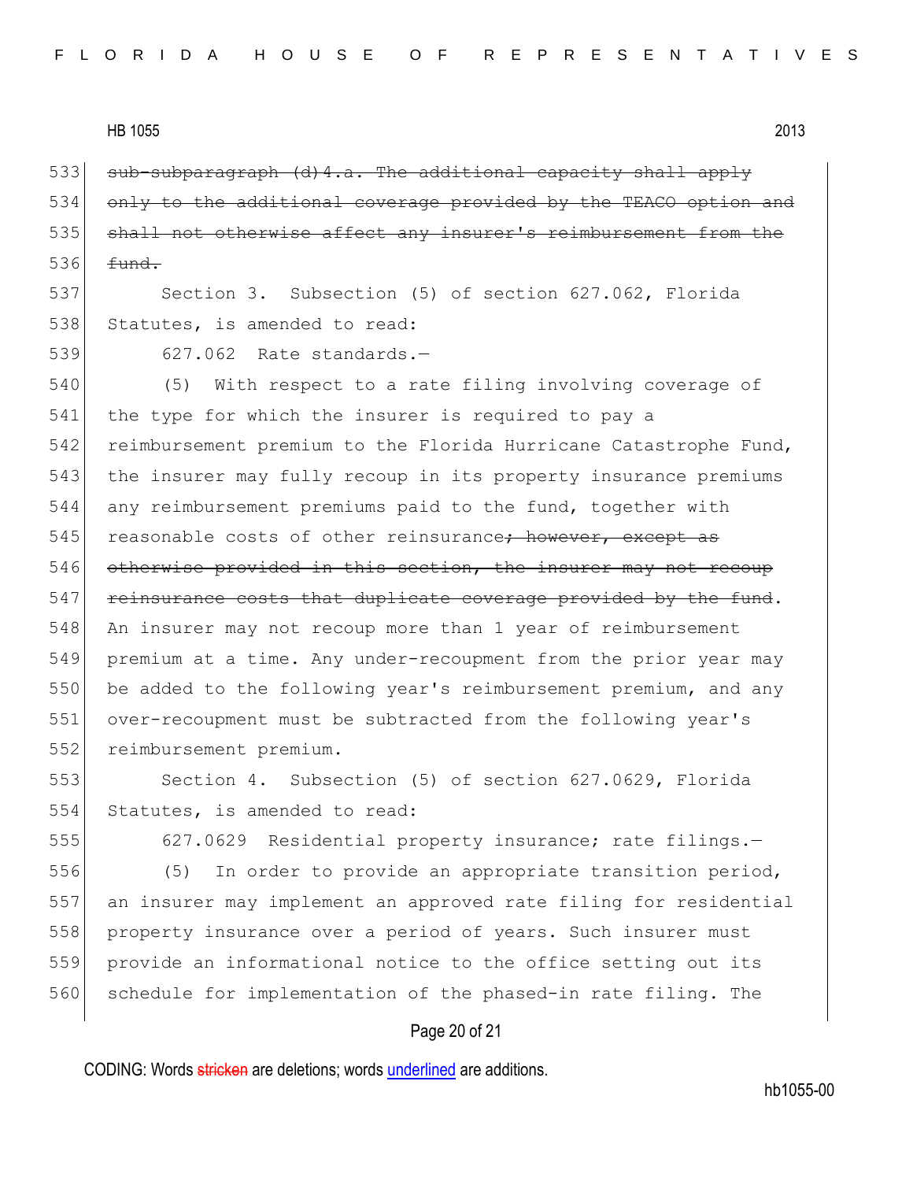~~sub-subparagraph (d)4.a. The additional capacity shall apply only to the additional coverage provided by the TEACO option and shall not otherwise affect any insurer's reimbursement from the fund.~~

Section 3. Subsection (5) of section 627.062, Florida Statutes, is amended to read:

627.062 Rate standards.—

(5) With respect to a rate filing involving coverage of the type for which the insurer is required to pay a reimbursement premium to the Florida Hurricane Catastrophe Fund, the insurer may fully recoup in its property insurance premiums any reimbursement premiums paid to the fund, together with reasonable costs of other reinsurance~~; however, except as otherwise provided in this section, the insurer may not recoup reinsurance costs that duplicate coverage provided by the fund~~. An insurer may not recoup more than 1 year of reimbursement premium at a time. Any under-recoupment from the prior year may be added to the following year's reimbursement premium, and any over-recoupment must be subtracted from the following year's reimbursement premium.

Section 4. Subsection (5) of section 627.0629, Florida Statutes, is amended to read:

627.0629 Residential property insurance; rate filings.—

(5) In order to provide an appropriate transition period, an insurer may implement an approved rate filing for residential property insurance over a period of years. Such insurer must provide an informational notice to the office setting out its schedule for implementation of the phased-in rate filing. The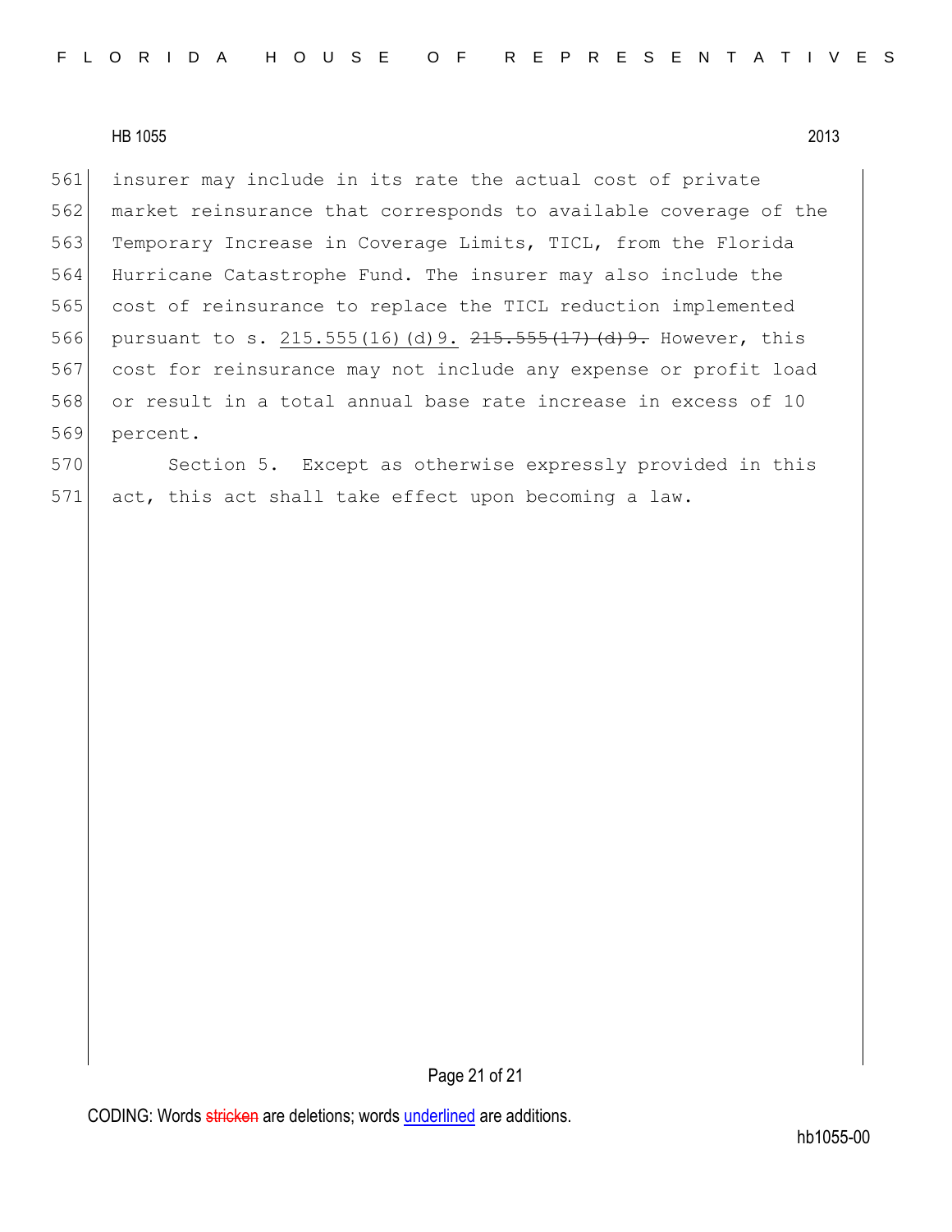insurer may include in its rate the actual cost of private market reinsurance that corresponds to available coverage of the Temporary Increase in Coverage Limits, TICL, from the Florida Hurricane Catastrophe Fund. The insurer may also include the cost of reinsurance to replace the TICL reduction implemented pursuant to s. <u>215.555(16)(d)9.</u> ~~215.555(17)(d)9.~~ However, this cost for reinsurance may not include any expense or profit load or result in a total annual base rate increase in excess of 10 percent.

Section 5. Except as otherwise expressly provided in this act, this act shall take effect upon becoming a law.

CODING: Words ~~stricken~~ are deletions; words <u>underlined</u> are additions.